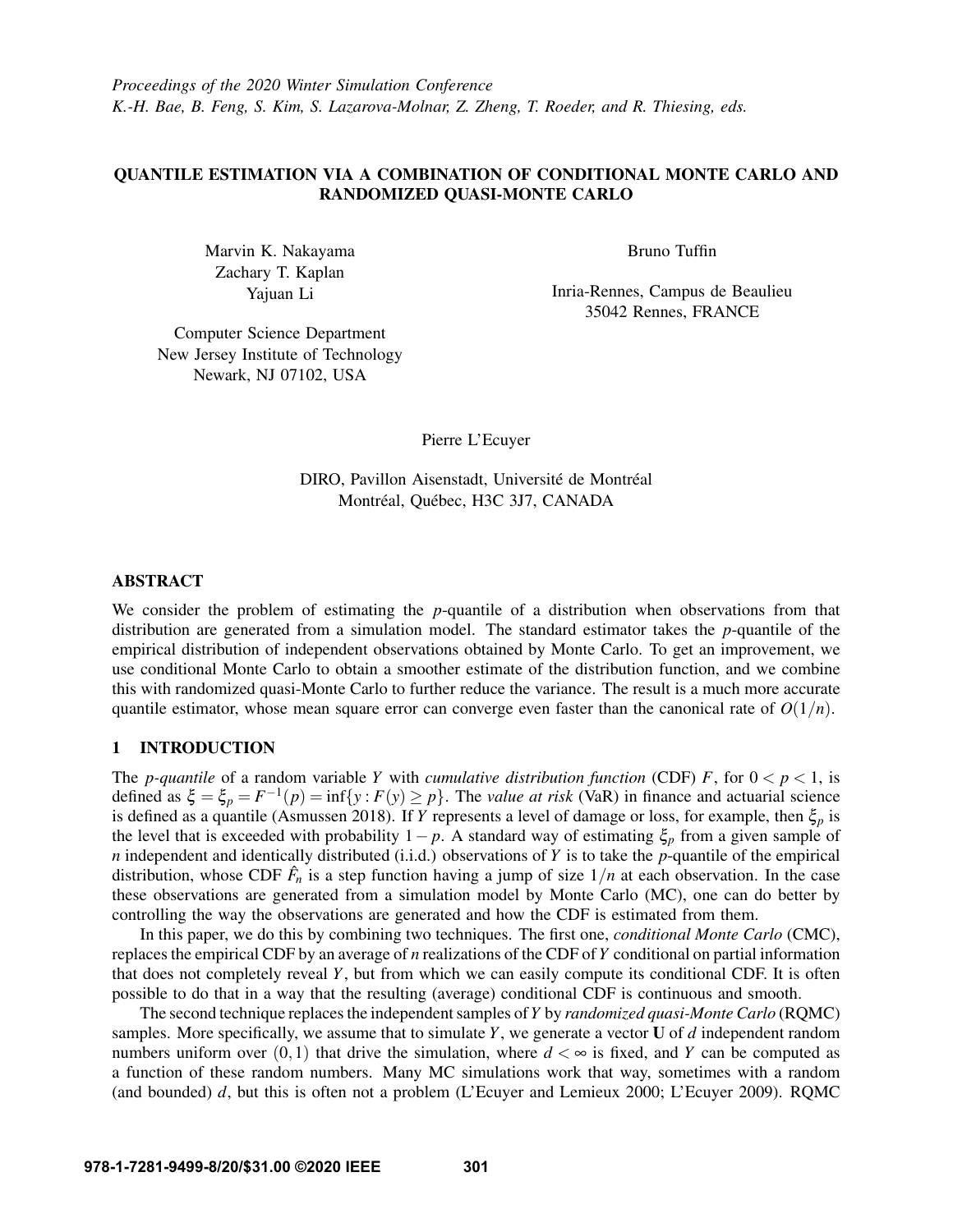# QUANTILE ESTIMATION VIA A COMBINATION OF CONDITIONAL MONTE CARLO AND RANDOMIZED QUASI-MONTE CARLO

Marvin K. Nakayama
Zachary T. Kaplan
Yajuan Li

Computer Science Department
New Jersey Institute of Technology
Newark, NJ 07102, USA

Bruno Tuffin

Inria-Rennes, Campus de Beaulieu
35042 Rennes, FRANCE

Pierre L'Ecuyer

DIRO, Pavillon Aisenstadt, Université de Montréal
Montréal, Québec, H3C 3J7, CANADA

## ABSTRACT

We consider the problem of estimating the $p$-quantile of a distribution when observations from that distribution are generated from a simulation model. The standard estimator takes the $p$-quantile of the empirical distribution of independent observations obtained by Monte Carlo. To get an improvement, we use conditional Monte Carlo to obtain a smoother estimate of the distribution function, and we combine this with randomized quasi-Monte Carlo to further reduce the variance. The result is a much more accurate quantile estimator, whose mean square error can converge even faster than the canonical rate of $O(1/n)$.

## 1 INTRODUCTION

The *p-quantile* of a random variable $Y$ with *cumulative distribution function* (CDF) $F$, for $0 < p < 1$, is defined as $\xi = \xi_p = F^{-1}(p) = \inf\{y : F(y) \geq p\}$. The *value at risk* (VaR) in finance and actuarial science is defined as a quantile (Asmussen 2018). If $Y$ represents a level of damage or loss, for example, then $\xi_p$ is the level that is exceeded with probability $1-p$. A standard way of estimating $\xi_p$ from a given sample of $n$ independent and identically distributed (i.i.d.) observations of $Y$ is to take the $p$-quantile of the empirical distribution, whose CDF $\hat{F}_n$ is a step function having a jump of size $1/n$ at each observation. In the case these observations are generated from a simulation model by Monte Carlo (MC), one can do better by controlling the way the observations are generated and how the CDF is estimated from them.

In this paper, we do this by combining two techniques. The first one, *conditional Monte Carlo* (CMC), replaces the empirical CDF by an average of $n$ realizations of the CDF of $Y$ conditional on partial information that does not completely reveal $Y$, but from which we can easily compute its conditional CDF. It is often possible to do that in a way that the resulting (average) conditional CDF is continuous and smooth.

The second technique replaces the independent samples of $Y$ by *randomized quasi-Monte Carlo* (RQMC) samples. More specifically, we assume that to simulate $Y$, we generate a vector $\mathbf{U}$ of $d$ independent random numbers uniform over $(0,1)$ that drive the simulation, where $d < \infty$ is fixed, and $Y$ can be computed as a function of these random numbers. Many MC simulations work that way, sometimes with a random (and bounded) $d$, but this is often not a problem (L'Ecuyer and Lemieux 2000; L'Ecuyer 2009). RQMC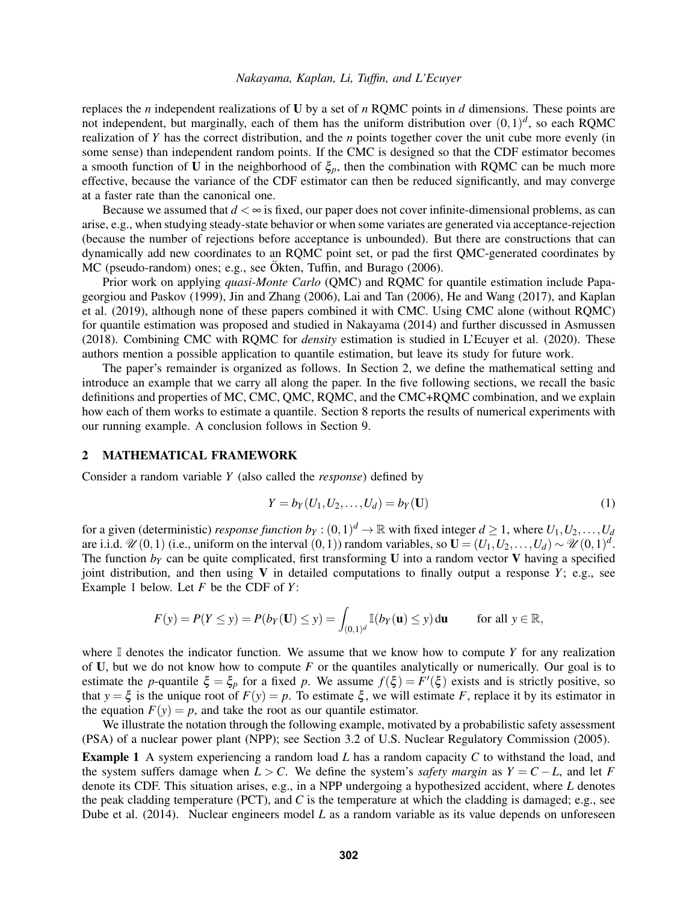replaces the $n$ independent realizations of $\mathbf{U}$ by a set of $n$ RQMC points in $d$ dimensions. These points are not independent, but marginally, each of them has the uniform distribution over $(0,1)^d$, so each RQMC realization of $Y$ has the correct distribution, and the $n$ points together cover the unit cube more evenly (in some sense) than independent random points. If the CMC is designed so that the CDF estimator becomes a smooth function of $\mathbf{U}$ in the neighborhood of $\xi_p$, then the combination with RQMC can be much more effective, because the variance of the CDF estimator can then be reduced significantly, and may converge at a faster rate than the canonical one.

Because we assumed that $d < \infty$ is fixed, our paper does not cover infinite-dimensional problems, as can arise, e.g., when studying steady-state behavior or when some variates are generated via acceptance-rejection (because the number of rejections before acceptance is unbounded). But there are constructions that can dynamically add new coordinates to an RQMC point set, or pad the first QMC-generated coordinates by MC (pseudo-random) ones; e.g., see Ökten, Tuffin, and Burago (2006).

Prior work on applying *quasi-Monte Carlo* (QMC) and RQMC for quantile estimation include Papageorgiou and Paskov (1999), Jin and Zhang (2006), Lai and Tan (2006), He and Wang (2017), and Kaplan et al. (2019), although none of these papers combined it with CMC. Using CMC alone (without RQMC) for quantile estimation was proposed and studied in Nakayama (2014) and further discussed in Asmussen (2018). Combining CMC with RQMC for *density* estimation is studied in L'Ecuyer et al. (2020). These authors mention a possible application to quantile estimation, but leave its study for future work.

The paper's remainder is organized as follows. In Section 2, we define the mathematical setting and introduce an example that we carry all along the paper. In the five following sections, we recall the basic definitions and properties of MC, CMC, QMC, RQMC, and the CMC+RQMC combination, and we explain how each of them works to estimate a quantile. Section 8 reports the results of numerical experiments with our running example. A conclusion follows in Section 9.

## 2 MATHEMATICAL FRAMEWORK

Consider a random variable $Y$ (also called the *response*) defined by

$$Y = b_Y(U_1, U_2, \ldots, U_d) = b_Y(\mathbf{U}) \tag{1}$$

for a given (deterministic) *response function* $b_Y : (0,1)^d \to \mathbb{R}$ with fixed integer $d \geq 1$, where $U_1, U_2, \ldots, U_d$ are i.i.d. $\mathscr{U}(0,1)$ (i.e., uniform on the interval $(0,1)$) random variables, so $\mathbf{U} = (U_1, U_2, \ldots, U_d) \sim \mathscr{U}(0,1)^d$. The function $b_Y$ can be quite complicated, first transforming $\mathbf{U}$ into a random vector $\mathbf{V}$ having a specified joint distribution, and then using $\mathbf{V}$ in detailed computations to finally output a response $Y$; e.g., see Example 1 below. Let $F$ be the CDF of $Y$:

$$F(y) = P(Y \leq y) = P(b_Y(\mathbf{U}) \leq y) = \int_{(0,1)^d} \mathbb{I}(b_Y(\mathbf{u}) \leq y)\,\mathrm{d}\mathbf{u} \qquad \text{for all } y \in \mathbb{R},$$

where $\mathbb{I}$ denotes the indicator function. We assume that we know how to compute $Y$ for any realization of $\mathbf{U}$, but we do not know how to compute $F$ or the quantiles analytically or numerically. Our goal is to estimate the $p$-quantile $\xi = \xi_p$ for a fixed $p$. We assume $f(\xi) = F'(\xi)$ exists and is strictly positive, so that $y = \xi$ is the unique root of $F(y) = p$. To estimate $\xi$, we will estimate $F$, replace it by its estimator in the equation $F(y) = p$, and take the root as our quantile estimator.

We illustrate the notation through the following example, motivated by a probabilistic safety assessment (PSA) of a nuclear power plant (NPP); see Section 3.2 of U.S. Nuclear Regulatory Commission (2005).

**Example 1** A system experiencing a random load $L$ has a random capacity $C$ to withstand the load, and the system suffers damage when $L > C$. We define the system's *safety margin* as $Y = C - L$, and let $F$ denote its CDF. This situation arises, e.g., in a NPP undergoing a hypothesized accident, where $L$ denotes the peak cladding temperature (PCT), and $C$ is the temperature at which the cladding is damaged; e.g., see Dube et al. (2014). Nuclear engineers model $L$ as a random variable as its value depends on unforeseen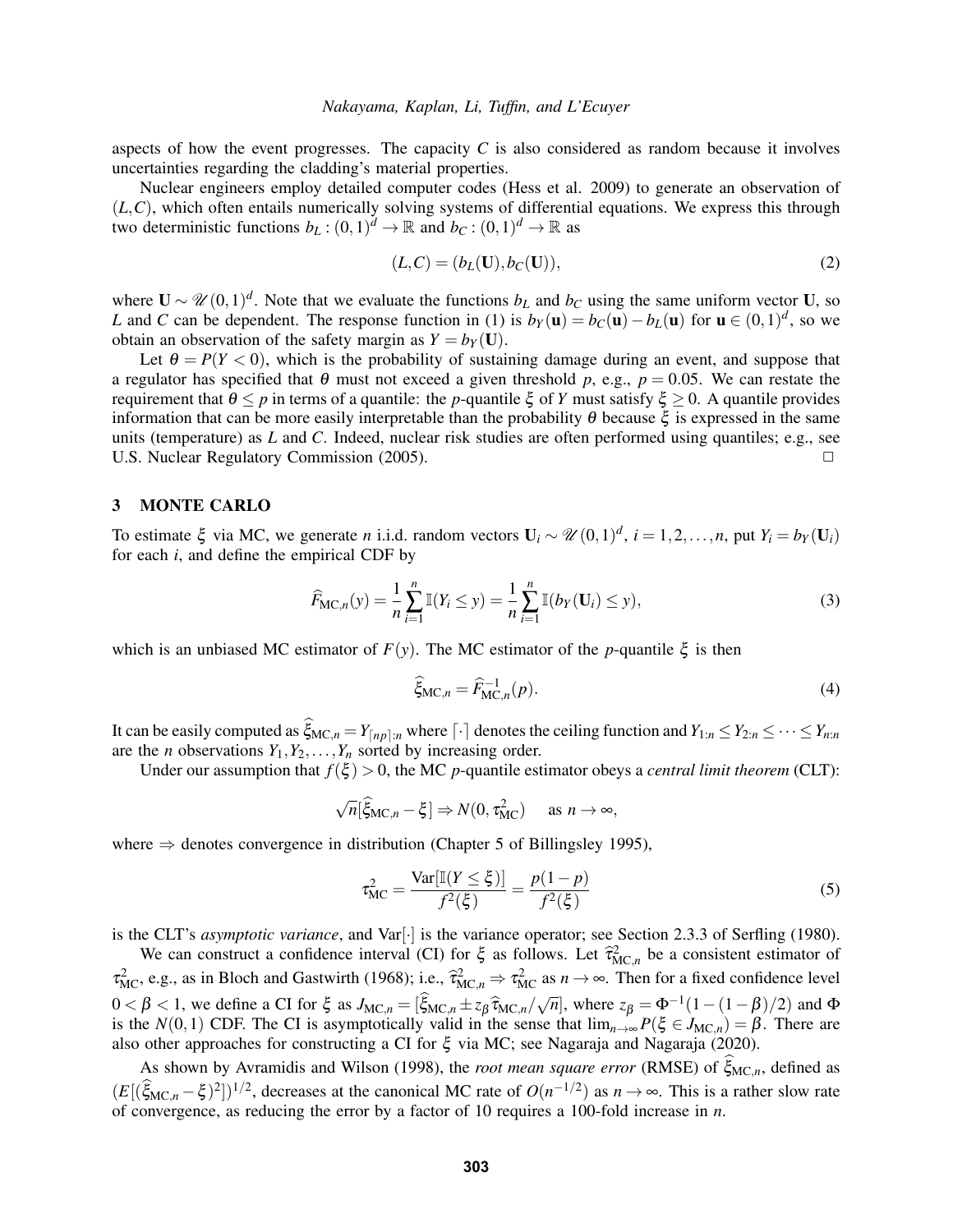aspects of how the event progresses. The capacity $C$ is also considered as random because it involves uncertainties regarding the cladding's material properties.

Nuclear engineers employ detailed computer codes (Hess et al. 2009) to generate an observation of $(L,C)$, which often entails numerically solving systems of differential equations. We express this through two deterministic functions $b_L : (0,1)^d \to \mathbb{R}$ and $b_C : (0,1)^d \to \mathbb{R}$ as

$$(L,C) = (b_L(\mathbf{U}), b_C(\mathbf{U})), \tag{2}$$

where $\mathbf{U} \sim \mathscr{U}(0,1)^d$. Note that we evaluate the functions $b_L$ and $b_C$ using the same uniform vector $\mathbf{U}$, so $L$ and $C$ can be dependent. The response function in (1) is $b_Y(\mathbf{u}) = b_C(\mathbf{u}) - b_L(\mathbf{u})$ for $\mathbf{u} \in (0,1)^d$, so we obtain an observation of the safety margin as $Y = b_Y(\mathbf{U})$.

Let $\theta = P(Y < 0)$, which is the probability of sustaining damage during an event, and suppose that a regulator has specified that $\theta$ must not exceed a given threshold $p$, e.g., $p = 0.05$. We can restate the requirement that $\theta \le p$ in terms of a quantile: the $p$-quantile $\xi$ of $Y$ must satisfy $\xi \ge 0$. A quantile provides information that can be more easily interpretable than the probability $\theta$ because $\xi$ is expressed in the same units (temperature) as $L$ and $C$. Indeed, nuclear risk studies are often performed using quantiles; e.g., see U.S. Nuclear Regulatory Commission (2005). □

## 3 MONTE CARLO

To estimate $\xi$ via MC, we generate $n$ i.i.d. random vectors $\mathbf{U}_i \sim \mathscr{U}(0,1)^d$, $i = 1,2,\ldots,n$, put $Y_i = b_Y(\mathbf{U}_i)$ for each $i$, and define the empirical CDF by

$$\widehat{F}_{\mathrm{MC},n}(y) = \frac{1}{n}\sum_{i=1}^{n} \mathbb{I}(Y_i \le y) = \frac{1}{n}\sum_{i=1}^{n} \mathbb{I}(b_Y(\mathbf{U}_i) \le y), \tag{3}$$

which is an unbiased MC estimator of $F(y)$. The MC estimator of the $p$-quantile $\xi$ is then

$$\widehat{\xi}_{\mathrm{MC},n} = \widehat{F}^{-1}_{\mathrm{MC},n}(p). \tag{4}$$

It can be easily computed as $\widehat{\xi}_{\mathrm{MC},n} = Y_{\lceil np \rceil:n}$ where $\lceil \cdot \rceil$ denotes the ceiling function and $Y_{1:n} \le Y_{2:n} \le \cdots \le Y_{n:n}$ are the $n$ observations $Y_1, Y_2, \ldots, Y_n$ sorted by increasing order.

Under our assumption that $f(\xi) > 0$, the MC $p$-quantile estimator obeys a *central limit theorem* (CLT):

$$\sqrt{n}[\widehat{\xi}_{\mathrm{MC},n} - \xi] \Rightarrow N(0, \tau^2_{\mathrm{MC}}) \quad \text{ as } n \to \infty,$$

where $\Rightarrow$ denotes convergence in distribution (Chapter 5 of Billingsley 1995),

$$\tau^2_{\mathrm{MC}} = \frac{\mathrm{Var}[\mathbb{I}(Y \le \xi)]}{f^2(\xi)} = \frac{p(1-p)}{f^2(\xi)} \tag{5}$$

is the CLT's *asymptotic variance*, and $\mathrm{Var}[\cdot]$ is the variance operator; see Section 2.3.3 of Serfling (1980).

We can construct a confidence interval (CI) for $\xi$ as follows. Let $\widehat{\tau}^2_{\mathrm{MC},n}$ be a consistent estimator of $\tau^2_{\mathrm{MC}}$, e.g., as in Bloch and Gastwirth (1968); i.e., $\widehat{\tau}^2_{\mathrm{MC},n} \Rightarrow \tau^2_{\mathrm{MC}}$ as $n \to \infty$. Then for a fixed confidence level $0 < \beta < 1$, we define a CI for $\xi$ as $J_{\mathrm{MC},n} = [\widehat{\xi}_{\mathrm{MC},n} \pm z_\beta \widehat{\tau}_{\mathrm{MC},n}/\sqrt{n}]$, where $z_\beta = \Phi^{-1}(1-(1-\beta)/2)$ and $\Phi$ is the $N(0,1)$ CDF. The CI is asymptotically valid in the sense that $\lim_{n\to\infty} P(\xi \in J_{\mathrm{MC},n}) = \beta$. There are also other approaches for constructing a CI for $\xi$ via MC; see Nagaraja and Nagaraja (2020).

As shown by Avramidis and Wilson (1998), the *root mean square error* (RMSE) of $\widehat{\xi}_{\mathrm{MC},n}$, defined as $(E[(\widehat{\xi}_{\mathrm{MC},n} - \xi)^2])^{1/2}$, decreases at the canonical MC rate of $O(n^{-1/2})$ as $n \to \infty$. This is a rather slow rate of convergence, as reducing the error by a factor of 10 requires a 100-fold increase in $n$.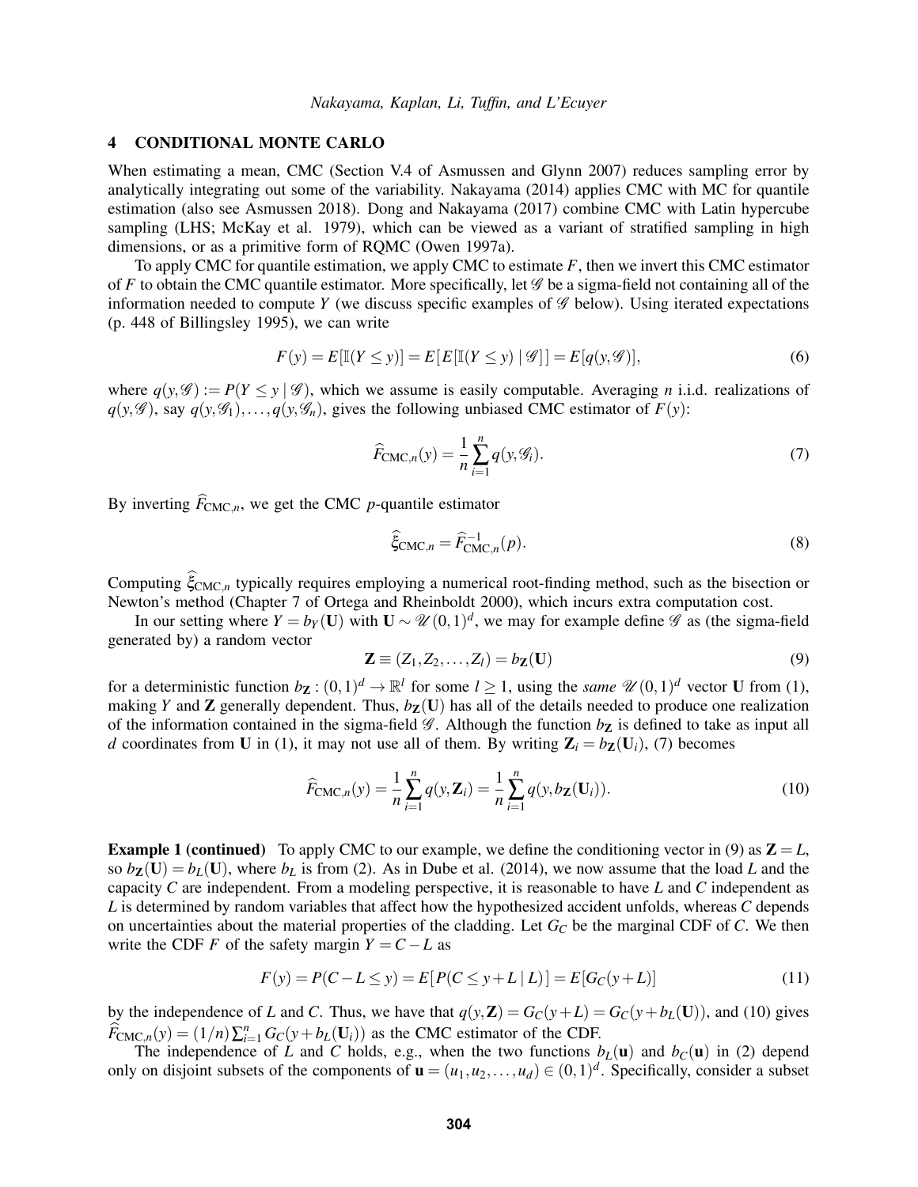## 4 CONDITIONAL MONTE CARLO

When estimating a mean, CMC (Section V.4 of Asmussen and Glynn 2007) reduces sampling error by analytically integrating out some of the variability. Nakayama (2014) applies CMC with MC for quantile estimation (also see Asmussen 2018). Dong and Nakayama (2017) combine CMC with Latin hypercube sampling (LHS; McKay et al. 1979), which can be viewed as a variant of stratified sampling in high dimensions, or as a primitive form of RQMC (Owen 1997a).

To apply CMC for quantile estimation, we apply CMC to estimate $F$, then we invert this CMC estimator of $F$ to obtain the CMC quantile estimator. More specifically, let $\mathscr{G}$ be a sigma-field not containing all of the information needed to compute $Y$ (we discuss specific examples of $\mathscr{G}$ below). Using iterated expectations (p. 448 of Billingsley 1995), we can write

$$F(y) = E[\mathbb{I}(Y \leq y)] = E[E[\mathbb{I}(Y \leq y) \mid \mathscr{G}]] = E[q(y, \mathscr{G})], \tag{6}$$

where $q(y, \mathscr{G}) := P(Y \leq y \mid \mathscr{G})$, which we assume is easily computable. Averaging $n$ i.i.d. realizations of $q(y, \mathscr{G})$, say $q(y, \mathscr{G}_1), \ldots, q(y, \mathscr{G}_n)$, gives the following unbiased CMC estimator of $F(y)$:

$$\widehat{F}_{\mathrm{CMC},n}(y) = \frac{1}{n} \sum_{i=1}^{n} q(y, \mathscr{G}_i). \tag{7}$$

By inverting $\widehat{F}_{\mathrm{CMC},n}$, we get the CMC $p$-quantile estimator

$$\widehat{\xi}_{\mathrm{CMC},n} = \widehat{F}_{\mathrm{CMC},n}^{-1}(p). \tag{8}$$

Computing $\widehat{\xi}_{\mathrm{CMC},n}$ typically requires employing a numerical root-finding method, such as the bisection or Newton's method (Chapter 7 of Ortega and Rheinboldt 2000), which incurs extra computation cost.

In our setting where $Y = b_Y(\mathbf{U})$ with $\mathbf{U} \sim \mathscr{U}(0,1)^d$, we may for example define $\mathscr{G}$ as (the sigma-field generated by) a random vector

$$\mathbf{Z} \equiv (Z_1, Z_2, \ldots, Z_l) = b_{\mathbf{Z}}(\mathbf{U}) \tag{9}$$

for a deterministic function $b_{\mathbf{Z}} : (0,1)^d \to \mathbb{R}^l$ for some $l \geq 1$, using the *same* $\mathscr{U}(0,1)^d$ vector $\mathbf{U}$ from (1), making $Y$ and $\mathbf{Z}$ generally dependent. Thus, $b_{\mathbf{Z}}(\mathbf{U})$ has all of the details needed to produce one realization of the information contained in the sigma-field $\mathscr{G}$. Although the function $b_{\mathbf{Z}}$ is defined to take as input all $d$ coordinates from $\mathbf{U}$ in (1), it may not use all of them. By writing $\mathbf{Z}_i = b_{\mathbf{Z}}(\mathbf{U}_i)$, (7) becomes

$$\widehat{F}_{\mathrm{CMC},n}(y) = \frac{1}{n} \sum_{i=1}^{n} q(y, \mathbf{Z}_i) = \frac{1}{n} \sum_{i=1}^{n} q(y, b_{\mathbf{Z}}(\mathbf{U}_i)). \tag{10}$$

**Example 1 (continued)** To apply CMC to our example, we define the conditioning vector in (9) as $\mathbf{Z} = L$, so $b_{\mathbf{Z}}(\mathbf{U}) = b_L(\mathbf{U})$, where $b_L$ is from (2). As in Dube et al. (2014), we now assume that the load $L$ and the capacity $C$ are independent. From a modeling perspective, it is reasonable to have $L$ and $C$ independent as $L$ is determined by random variables that affect how the hypothesized accident unfolds, whereas $C$ depends on uncertainties about the material properties of the cladding. Let $G_C$ be the marginal CDF of $C$. We then write the CDF $F$ of the safety margin $Y = C - L$ as

$$F(y) = P(C - L \leq y) = E[P(C \leq y + L \mid L)] = E[G_C(y + L)] \tag{11}$$

by the independence of $L$ and $C$. Thus, we have that $q(y, \mathbf{Z}) = G_C(y + L) = G_C(y + b_L(\mathbf{U}))$, and (10) gives $\widehat{F}_{\mathrm{CMC},n}(y) = (1/n)\sum_{i=1}^{n} G_C(y + b_L(\mathbf{U}_i))$ as the CMC estimator of the CDF.

The independence of $L$ and $C$ holds, e.g., when the two functions $b_L(\mathbf{u})$ and $b_C(\mathbf{u})$ in (2) depend only on disjoint subsets of the components of $\mathbf{u} = (u_1, u_2, \ldots, u_d) \in (0,1)^d$. Specifically, consider a subset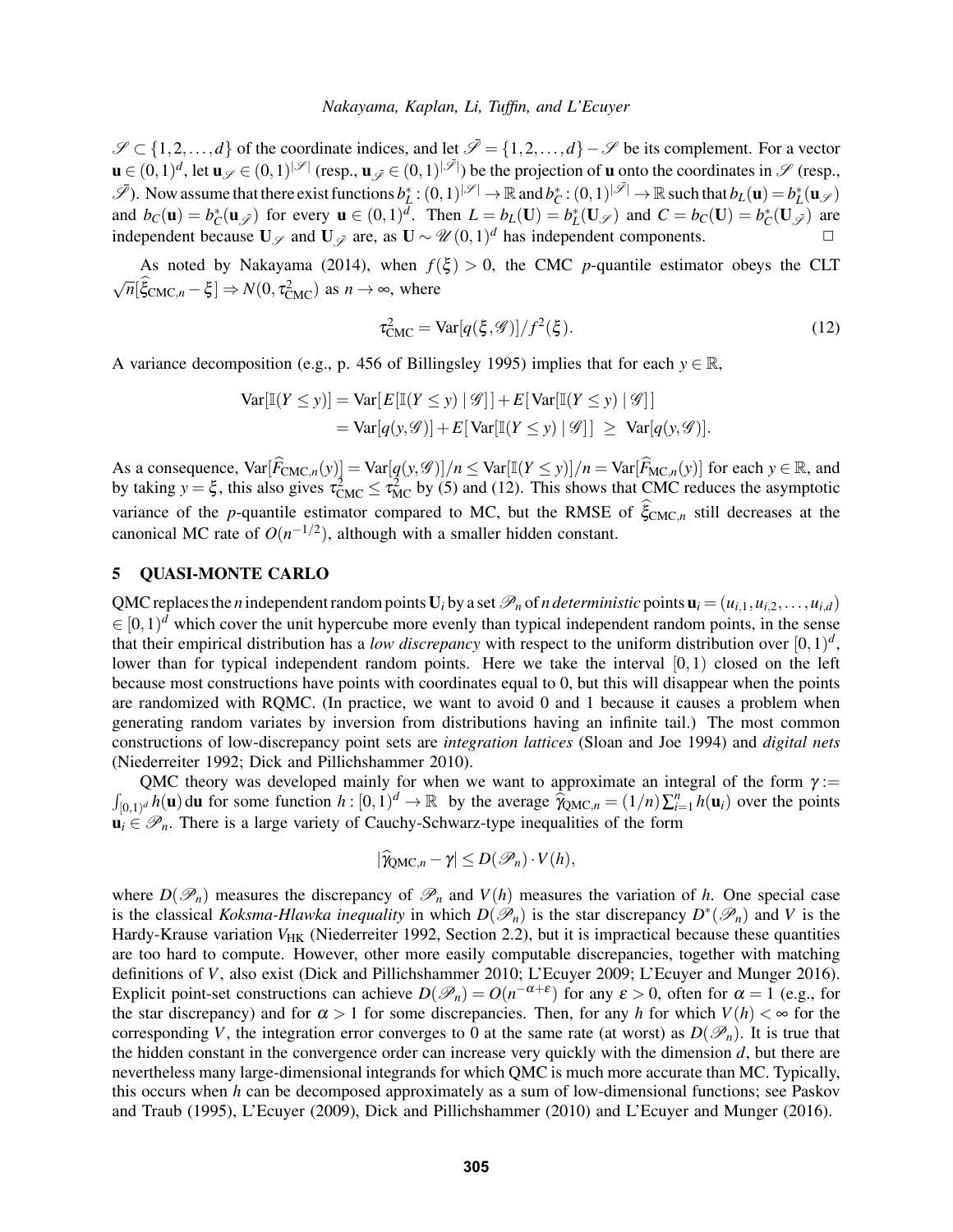$\mathscr{S} \subset \{1,2,\ldots,d\}$ of the coordinate indices, and let $\bar{\mathscr{S}} = \{1,2,\ldots,d\} - \mathscr{S}$ be its complement. For a vector $\mathbf{u} \in (0,1)^d$, let $\mathbf{u}_{\mathscr{S}} \in (0,1)^{|\mathscr{S}|}$ (resp., $\mathbf{u}_{\bar{\mathscr{S}}} \in (0,1)^{|\bar{\mathscr{S}}|}$) be the projection of $\mathbf{u}$ onto the coordinates in $\mathscr{S}$ (resp., $\bar{\mathscr{S}}$). Now assume that there exist functions $b_L^* : (0,1)^{|\mathscr{S}|} \to \mathbb{R}$ and $b_C^* : (0,1)^{|\bar{\mathscr{S}}|} \to \mathbb{R}$ such that $b_L(\mathbf{u}) = b_L^*(\mathbf{u}_{\mathscr{S}})$ and $b_C(\mathbf{u}) = b_C^*(\mathbf{u}_{\bar{\mathscr{S}}})$ for every $\mathbf{u} \in (0,1)^d$. Then $L = b_L(\mathbf{U}) = b_L^*(\mathbf{U}_{\mathscr{S}})$ and $C = b_C(\mathbf{U}) = b_C^*(\mathbf{U}_{\bar{\mathscr{S}}})$ are independent because $\mathbf{U}_{\mathscr{S}}$ and $\mathbf{U}_{\bar{\mathscr{S}}}$ are, as $\mathbf{U} \sim \mathscr{U}(0,1)^d$ has independent components. □

As noted by Nakayama (2014), when $f(\xi) > 0$, the CMC $p$-quantile estimator obeys the CLT $\sqrt{n}[\widehat{\xi}_{\text{CMC},n} - \xi] \Rightarrow N(0, \tau_{\text{CMC}}^2)$ as $n \to \infty$, where

$$\tau_{\text{CMC}}^2 = \text{Var}[q(\xi,\mathscr{G})]/f^2(\xi). \tag{12}$$

A variance decomposition (e.g., p. 456 of Billingsley 1995) implies that for each $y \in \mathbb{R}$,

$$\begin{aligned}
\text{Var}[\mathbb{I}(Y \le y)] &= \text{Var}[E[\mathbb{I}(Y \le y) \mid \mathscr{G}]] + E[\text{Var}[\mathbb{I}(Y \le y) \mid \mathscr{G}]] \\
&= \text{Var}[q(y,\mathscr{G})] + E[\text{Var}[\mathbb{I}(Y \le y) \mid \mathscr{G}]] \ \ge \ \text{Var}[q(y,\mathscr{G})].
\end{aligned}$$

As a consequence, $\text{Var}[\widehat{F}_{\text{CMC},n}(y)] = \text{Var}[q(y,\mathscr{G})]/n \le \text{Var}[\mathbb{I}(Y \le y)]/n = \text{Var}[\widehat{F}_{\text{MC},n}(y)]$ for each $y \in \mathbb{R}$, and by taking $y = \xi$, this also gives $\tau_{\text{CMC}}^2 \le \tau_{\text{MC}}^2$ by (5) and (12). This shows that CMC reduces the asymptotic variance of the $p$-quantile estimator compared to MC, but the RMSE of $\widehat{\xi}_{\text{CMC},n}$ still decreases at the canonical MC rate of $O(n^{-1/2})$, although with a smaller hidden constant.

## 5 QUASI-MONTE CARLO

QMC replaces the $n$ independent random points $\mathbf{U}_i$ by a set $\mathscr{P}_n$ of $n$ *deterministic* points $\mathbf{u}_i = (u_{i,1}, u_{i,2}, \ldots, u_{i,d}) \in [0,1)^d$ which cover the unit hypercube more evenly than typical independent random points, in the sense that their empirical distribution has a *low discrepancy* with respect to the uniform distribution over $[0,1)^d$, lower than for typical independent random points. Here we take the interval $[0,1)$ closed on the left because most constructions have points with coordinates equal to 0, but this will disappear when the points are randomized with RQMC. (In practice, we want to avoid 0 and 1 because it causes a problem when generating random variates by inversion from distributions having an infinite tail.) The most common constructions of low-discrepancy point sets are *integration lattices* (Sloan and Joe 1994) and *digital nets* (Niederreiter 1992; Dick and Pillichshammer 2010).

QMC theory was developed mainly for when we want to approximate an integral of the form $\gamma := \int_{[0,1)^d} h(\mathbf{u})\,d\mathbf{u}$ for some function $h : [0,1)^d \to \mathbb{R}$ by the average $\widehat{\gamma}_{\text{QMC},n} = (1/n)\sum_{i=1}^n h(\mathbf{u}_i)$ over the points $\mathbf{u}_i \in \mathscr{P}_n$. There is a large variety of Cauchy-Schwarz-type inequalities of the form

$$|\widehat{\gamma}_{\text{QMC},n} - \gamma| \le D(\mathscr{P}_n) \cdot V(h),$$

where $D(\mathscr{P}_n)$ measures the discrepancy of $\mathscr{P}_n$ and $V(h)$ measures the variation of $h$. One special case is the classical *Koksma-Hlawka inequality* in which $D(\mathscr{P}_n)$ is the star discrepancy $D^*(\mathscr{P}_n)$ and $V$ is the Hardy-Krause variation $V_{\text{HK}}$ (Niederreiter 1992, Section 2.2), but it is impractical because these quantities are too hard to compute. However, other more easily computable discrepancies, together with matching definitions of $V$, also exist (Dick and Pillichshammer 2010; L'Ecuyer 2009; L'Ecuyer and Munger 2016). Explicit point-set constructions can achieve $D(\mathscr{P}_n) = O(n^{-\alpha+\varepsilon})$ for any $\varepsilon > 0$, often for $\alpha = 1$ (e.g., for the star discrepancy) and for $\alpha > 1$ for some discrepancies. Then, for any $h$ for which $V(h) < \infty$ for the corresponding $V$, the integration error converges to 0 at the same rate (at worst) as $D(\mathscr{P}_n)$. It is true that the hidden constant in the convergence order can increase very quickly with the dimension $d$, but there are nevertheless many large-dimensional integrands for which QMC is much more accurate than MC. Typically, this occurs when $h$ can be decomposed approximately as a sum of low-dimensional functions; see Paskov and Traub (1995), L'Ecuyer (2009), Dick and Pillichshammer (2010) and L'Ecuyer and Munger (2016).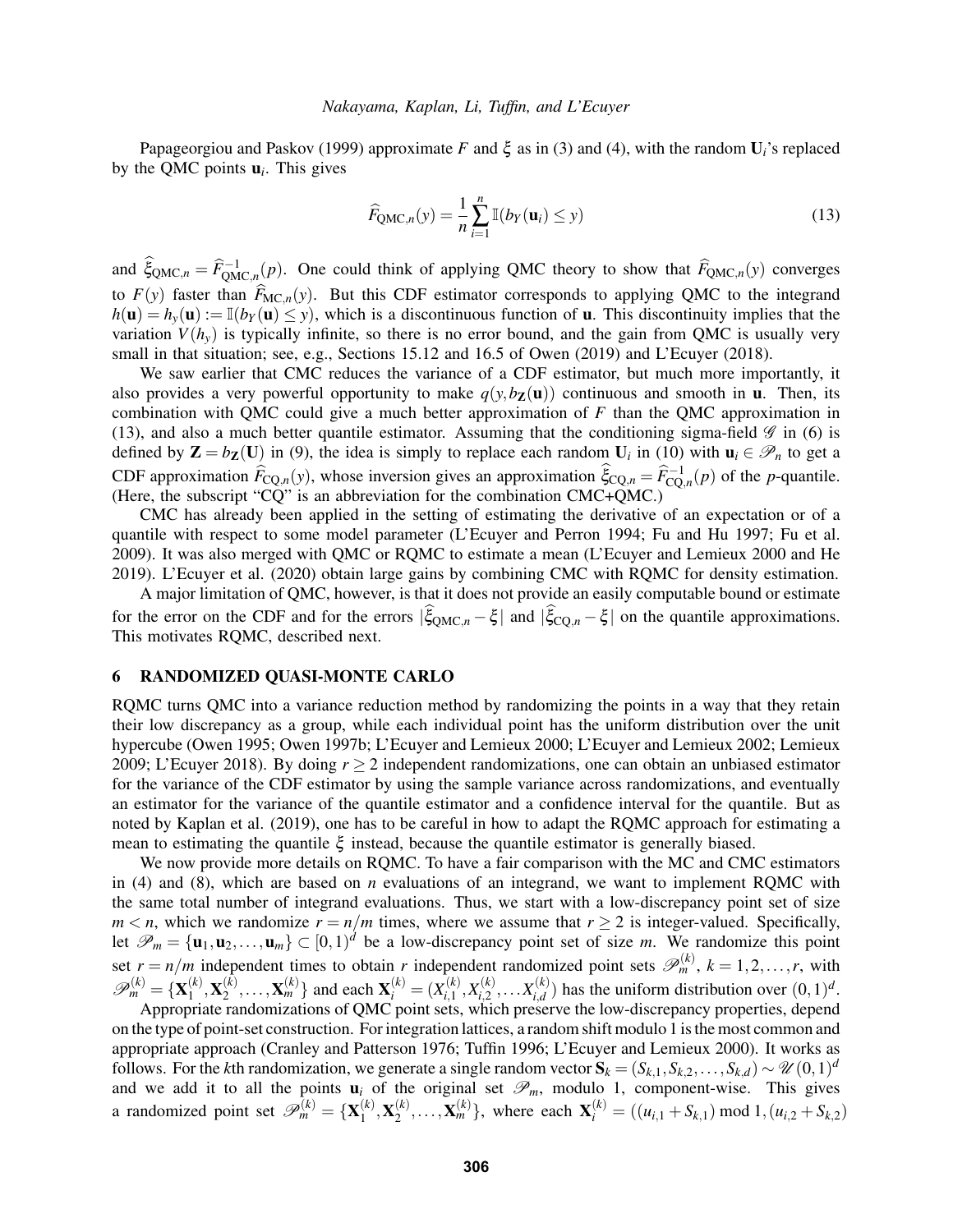Papageorgiou and Paskov (1999) approximate $F$ and $\xi$ as in (3) and (4), with the random $\mathbf{U}_i$'s replaced by the QMC points $\mathbf{u}_i$. This gives

$$\widehat{F}_{\text{QMC},n}(y) = \frac{1}{n}\sum_{i=1}^{n} \mathbb{I}(b_Y(\mathbf{u}_i) \leq y) \tag{13}$$

and $\widehat{\xi}_{\text{QMC},n} = \widehat{F}^{-1}_{\text{QMC},n}(p)$. One could think of applying QMC theory to show that $\widehat{F}_{\text{QMC},n}(y)$ converges to $F(y)$ faster than $\widehat{F}_{\text{MC},n}(y)$. But this CDF estimator corresponds to applying QMC to the integrand $h(\mathbf{u}) = h_y(\mathbf{u}) := \mathbb{I}(b_Y(\mathbf{u}) \leq y)$, which is a discontinuous function of $\mathbf{u}$. This discontinuity implies that the variation $V(h_y)$ is typically infinite, so there is no error bound, and the gain from QMC is usually very small in that situation; see, e.g., Sections 15.12 and 16.5 of Owen (2019) and L'Ecuyer (2018).

We saw earlier that CMC reduces the variance of a CDF estimator, but much more importantly, it also provides a very powerful opportunity to make $q(y, b_{\mathbf{Z}}(\mathbf{u}))$ continuous and smooth in $\mathbf{u}$. Then, its combination with QMC could give a much better approximation of $F$ than the QMC approximation in (13), and also a much better quantile estimator. Assuming that the conditioning sigma-field $\mathscr{G}$ in (6) is defined by $\mathbf{Z} = b_{\mathbf{Z}}(\mathbf{U})$ in (9), the idea is simply to replace each random $\mathbf{U}_i$ in (10) with $\mathbf{u}_i \in \mathscr{P}_n$ to get a CDF approximation $\widehat{F}_{\text{CQ},n}(y)$, whose inversion gives an approximation $\widehat{\xi}_{\text{CQ},n} = \widehat{F}^{-1}_{\text{CQ},n}(p)$ of the $p$-quantile. (Here, the subscript "CQ" is an abbreviation for the combination CMC+QMC.)

CMC has already been applied in the setting of estimating the derivative of an expectation or of a quantile with respect to some model parameter (L'Ecuyer and Perron 1994; Fu and Hu 1997; Fu et al. 2009). It was also merged with QMC or RQMC to estimate a mean (L'Ecuyer and Lemieux 2000 and He 2019). L'Ecuyer et al. (2020) obtain large gains by combining CMC with RQMC for density estimation.

A major limitation of QMC, however, is that it does not provide an easily computable bound or estimate for the error on the CDF and for the errors $|\widehat{\xi}_{\text{QMC},n} - \xi|$ and $|\widehat{\xi}_{\text{CQ},n} - \xi|$ on the quantile approximations. This motivates RQMC, described next.

## 6 RANDOMIZED QUASI-MONTE CARLO

RQMC turns QMC into a variance reduction method by randomizing the points in a way that they retain their low discrepancy as a group, while each individual point has the uniform distribution over the unit hypercube (Owen 1995; Owen 1997b; L'Ecuyer and Lemieux 2000; L'Ecuyer and Lemieux 2002; Lemieux 2009; L'Ecuyer 2018). By doing $r \geq 2$ independent randomizations, one can obtain an unbiased estimator for the variance of the CDF estimator by using the sample variance across randomizations, and eventually an estimator for the variance of the quantile estimator and a confidence interval for the quantile. But as noted by Kaplan et al. (2019), one has to be careful in how to adapt the RQMC approach for estimating a mean to estimating the quantile $\xi$ instead, because the quantile estimator is generally biased.

We now provide more details on RQMC. To have a fair comparison with the MC and CMC estimators in (4) and (8), which are based on $n$ evaluations of an integrand, we want to implement RQMC with the same total number of integrand evaluations. Thus, we start with a low-discrepancy point set of size $m < n$, which we randomize $r = n/m$ times, where we assume that $r \geq 2$ is integer-valued. Specifically, let $\mathscr{P}_m = \{\mathbf{u}_1, \mathbf{u}_2, \ldots, \mathbf{u}_m\} \subset [0,1)^d$ be a low-discrepancy point set of size $m$. We randomize this point set $r = n/m$ independent times to obtain $r$ independent randomized point sets $\mathscr{P}_m^{(k)}$, $k = 1, 2, \ldots, r$, with $\mathscr{P}_m^{(k)} = \{\mathbf{X}_1^{(k)}, \mathbf{X}_2^{(k)}, \ldots, \mathbf{X}_m^{(k)}\}$ and each $\mathbf{X}_i^{(k)} = (X_{i,1}^{(k)}, X_{i,2}^{(k)}, \ldots X_{i,d}^{(k)})$ has the uniform distribution over $(0,1)^d$.

Appropriate randomizations of QMC point sets, which preserve the low-discrepancy properties, depend on the type of point-set construction. For integration lattices, a random shift modulo 1 is the most common and appropriate approach (Cranley and Patterson 1976; Tuffin 1996; L'Ecuyer and Lemieux 2000). It works as follows. For the $k$th randomization, we generate a single random vector $\mathbf{S}_k = (S_{k,1}, S_{k,2}, \ldots, S_{k,d}) \sim \mathscr{U}(0,1)^d$ and we add it to all the points $\mathbf{u}_i$ of the original set $\mathscr{P}_m$, modulo 1, component-wise. This gives a randomized point set $\mathscr{P}_m^{(k)} = \{\mathbf{X}_1^{(k)}, \mathbf{X}_2^{(k)}, \ldots, \mathbf{X}_m^{(k)}\}$, where each $\mathbf{X}_i^{(k)} = ((u_{i,1} + S_{k,1}) \bmod 1, (u_{i,2} + S_{k,2})$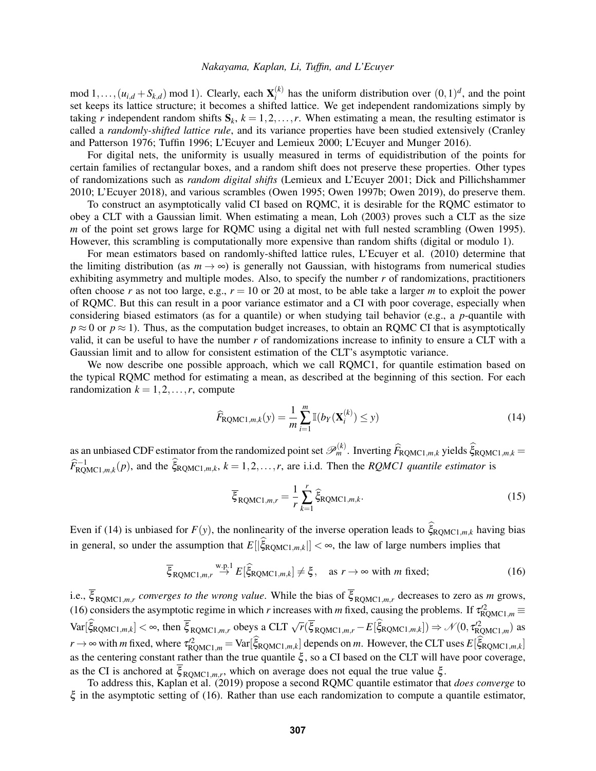mod $1, \ldots, (u_{i,d} + S_{k,d}) \bmod 1)$. Clearly, each $\mathbf{X}_i^{(k)}$ has the uniform distribution over $(0,1)^d$, and the point set keeps its lattice structure; it becomes a shifted lattice. We get independent randomizations simply by taking $r$ independent random shifts $\mathbf{S}_k$, $k = 1, 2, \ldots, r$. When estimating a mean, the resulting estimator is called a *randomly-shifted lattice rule*, and its variance properties have been studied extensively (Cranley and Patterson 1976; Tuffin 1996; L'Ecuyer and Lemieux 2000; L'Ecuyer and Munger 2016).

For digital nets, the uniformity is usually measured in terms of equidistribution of the points for certain families of rectangular boxes, and a random shift does not preserve these properties. Other types of randomizations such as *random digital shifts* (Lemieux and L'Ecuyer 2001; Dick and Pillichshammer 2010; L'Ecuyer 2018), and various scrambles (Owen 1995; Owen 1997b; Owen 2019), do preserve them.

To construct an asymptotically valid CI based on RQMC, it is desirable for the RQMC estimator to obey a CLT with a Gaussian limit. When estimating a mean, Loh (2003) proves such a CLT as the size $m$ of the point set grows large for RQMC using a digital net with full nested scrambling (Owen 1995). However, this scrambling is computationally more expensive than random shifts (digital or modulo 1).

For mean estimators based on randomly-shifted lattice rules, L'Ecuyer et al. (2010) determine that the limiting distribution (as $m \to \infty$) is generally not Gaussian, with histograms from numerical studies exhibiting asymmetry and multiple modes. Also, to specify the number $r$ of randomizations, practitioners often choose $r$ as not too large, e.g., $r = 10$ or 20 at most, to be able take a larger $m$ to exploit the power of RQMC. But this can result in a poor variance estimator and a CI with poor coverage, especially when considering biased estimators (as for a quantile) or when studying tail behavior (e.g., a $p$-quantile with $p \approx 0$ or $p \approx 1$). Thus, as the computation budget increases, to obtain an RQMC CI that is asymptotically valid, it can be useful to have the number $r$ of randomizations increase to infinity to ensure a CLT with a Gaussian limit and to allow for consistent estimation of the CLT's asymptotic variance.

We now describe one possible approach, which we call RQMC1, for quantile estimation based on the typical RQMC method for estimating a mean, as described at the beginning of this section. For each randomization $k = 1, 2, \ldots, r$, compute

$$\widehat{F}_{\mathrm{RQMC1},m,k}(y) = \frac{1}{m} \sum_{i=1}^{m} \mathbb{I}(b_Y(\mathbf{X}_i^{(k)}) \le y) \tag{14}$$

as an unbiased CDF estimator from the randomized point set $\mathscr{P}_m^{(k)}$. Inverting $\widehat{F}_{\mathrm{RQMC1},m,k}$ yields $\widehat{\xi}_{\mathrm{RQMC1},m,k} = \widehat{F}^{-1}_{\mathrm{RQMC1},m,k}(p)$, and the $\widehat{\xi}_{\mathrm{RQMC1},m,k}$, $k = 1, 2, \ldots, r$, are i.i.d. Then the *RQMC1 quantile estimator* is

$$\overline{\xi}_{\mathrm{RQMC1},m,r} = \frac{1}{r} \sum_{k=1}^{r} \widehat{\xi}_{\mathrm{RQMC1},m,k}. \tag{15}$$

Even if (14) is unbiased for $F(y)$, the nonlinearity of the inverse operation leads to $\widehat{\xi}_{\mathrm{RQMC1},m,k}$ having bias in general, so under the assumption that $E[|\widehat{\xi}_{\mathrm{RQMC1},m,k}|] < \infty$, the law of large numbers implies that

$$\overline{\xi}_{\mathrm{RQMC1},m,r} \overset{\text{w.p.1}}{\to} E[\widehat{\xi}_{\mathrm{RQMC1},m,k}] \neq \xi, \quad \text{as } r \to \infty \text{ with } m \text{ fixed}; \tag{16}$$

i.e., $\overline{\xi}_{\mathrm{RQMC1},m,r}$ *converges to the wrong value*. While the bias of $\overline{\xi}_{\mathrm{RQMC1},m,r}$ decreases to zero as $m$ grows, (16) considers the asymptotic regime in which $r$ increases with $m$ fixed, causing the problems. If $\tau'^2_{\mathrm{RQMC1},m} \equiv \mathrm{Var}[\widehat{\xi}_{\mathrm{RQMC1},m,k}] < \infty$, then $\overline{\xi}_{\mathrm{RQMC1},m,r}$ obeys a CLT $\sqrt{r}(\overline{\xi}_{\mathrm{RQMC1},m,r} - E[\widehat{\xi}_{\mathrm{RQMC1},m,k}]) \Rightarrow \mathscr{N}(0, \tau'^2_{\mathrm{RQMC1},m})$ as $r \to \infty$ with $m$ fixed, where $\tau'^2_{\mathrm{RQMC1},m} = \mathrm{Var}[\widehat{\xi}_{\mathrm{RQMC1},m,k}]$ depends on $m$. However, the CLT uses $E[\widehat{\xi}_{\mathrm{RQMC1},m,k}]$ as the centering constant rather than the true quantile $\xi$, so a CI based on the CLT will have poor coverage, as the CI is anchored at $\overline{\xi}_{\mathrm{RQMC1},m,r}$, which on average does not equal the true value $\xi$.

To address this, Kaplan et al. (2019) propose a second RQMC quantile estimator that *does converge* to $\xi$ in the asymptotic setting of (16). Rather than use each randomization to compute a quantile estimator,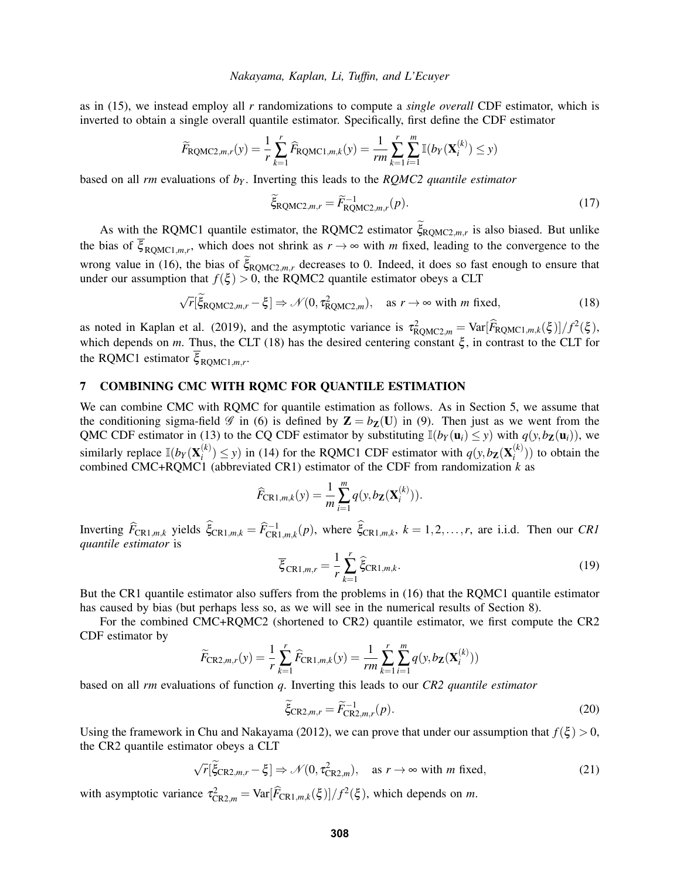as in (15), we instead employ all $r$ randomizations to compute a *single overall* CDF estimator, which is inverted to obtain a single overall quantile estimator. Specifically, first define the CDF estimator

$$\widetilde{F}_{\text{RQMC2},m,r}(y) = \frac{1}{r}\sum_{k=1}^{r} \widehat{F}_{\text{RQMC1},m,k}(y) = \frac{1}{rm}\sum_{k=1}^{r}\sum_{i=1}^{m} \mathbb{I}(b_Y(\mathbf{X}_i^{(k)}) \le y)$$

based on all $rm$ evaluations of $b_Y$. Inverting this leads to the *RQMC2 quantile estimator*

$$\widetilde{\xi}_{\text{RQMC2},m,r} = \widetilde{F}^{-1}_{\text{RQMC2},m,r}(p). \tag{17}$$

As with the RQMC1 quantile estimator, the RQMC2 estimator $\widetilde{\xi}_{\text{RQMC2},m,r}$ is also biased. But unlike the bias of $\overline{\xi}_{\text{RQMC1},m,r}$, which does not shrink as $r \to \infty$ with $m$ fixed, leading to the convergence to the wrong value in (16), the bias of $\widetilde{\xi}_{\text{RQMC2},m,r}$ decreases to 0. Indeed, it does so fast enough to ensure that under our assumption that $f(\xi) > 0$, the RQMC2 quantile estimator obeys a CLT

$$\sqrt{r}[\widetilde{\xi}_{\text{RQMC2},m,r} - \xi] \Rightarrow \mathcal{N}(0, \tau^2_{\text{RQMC2},m}), \quad \text{as } r \to \infty \text{ with } m \text{ fixed}, \tag{18}$$

as noted in Kaplan et al. (2019), and the asymptotic variance is $\tau^2_{\text{RQMC2},m} = \text{Var}[\widehat{F}_{\text{RQMC1},m,k}(\xi)]/f^2(\xi)$, which depends on $m$. Thus, the CLT (18) has the desired centering constant $\xi$, in contrast to the CLT for the RQMC1 estimator $\overline{\xi}_{\text{RQMC1},m,r}$.

## 7 COMBINING CMC WITH RQMC FOR QUANTILE ESTIMATION

We can combine CMC with RQMC for quantile estimation as follows. As in Section 5, we assume that the conditioning sigma-field $\mathscr{G}$ in (6) is defined by $\mathbf{Z} = b_{\mathbf{Z}}(\mathbf{U})$ in (9). Then just as we went from the QMC CDF estimator in (13) to the CQ CDF estimator by substituting $\mathbb{I}(b_Y(\mathbf{u}_i) \le y)$ with $q(y, b_{\mathbf{Z}}(\mathbf{u}_i))$, we similarly replace $\mathbb{I}(b_Y(\mathbf{X}_i^{(k)}) \le y)$ in (14) for the RQMC1 CDF estimator with $q(y, b_{\mathbf{Z}}(\mathbf{X}_i^{(k)}))$ to obtain the combined CMC+RQMC1 (abbreviated CR1) estimator of the CDF from randomization $k$ as

$$\widehat{F}_{\text{CR1},m,k}(y) = \frac{1}{m}\sum_{i=1}^{m} q(y, b_{\mathbf{Z}}(\mathbf{X}_i^{(k)})).$$

Inverting $\widehat{F}_{\text{CR1},m,k}$ yields $\widehat{\xi}_{\text{CR1},m,k} = \widehat{F}^{-1}_{\text{CR1},m,k}(p)$, where $\widehat{\xi}_{\text{CR1},m,k}$, $k = 1, 2, \ldots, r$, are i.i.d. Then our *CR1 quantile estimator* is

$$\overline{\xi}_{\text{CR1},m,r} = \frac{1}{r}\sum_{k=1}^{r} \widehat{\xi}_{\text{CR1},m,k}. \tag{19}$$

But the CR1 quantile estimator also suffers from the problems in (16) that the RQMC1 quantile estimator has caused by bias (but perhaps less so, as we will see in the numerical results of Section 8).

For the combined CMC+RQMC2 (shortened to CR2) quantile estimator, we first compute the CR2 CDF estimator by

$$\widetilde{F}_{\text{CR2},m,r}(y) = \frac{1}{r}\sum_{k=1}^{r} \widehat{F}_{\text{CR1},m,k}(y) = \frac{1}{rm}\sum_{k=1}^{r}\sum_{i=1}^{m} q(y, b_{\mathbf{Z}}(\mathbf{X}_i^{(k)}))$$

based on all $rm$ evaluations of function $q$. Inverting this leads to our *CR2 quantile estimator*

$$\widetilde{\xi}_{\text{CR2},m,r} = \widetilde{F}^{-1}_{\text{CR2},m,r}(p). \tag{20}$$

Using the framework in Chu and Nakayama (2012), we can prove that under our assumption that $f(\xi) > 0$, the CR2 quantile estimator obeys a CLT

$$\sqrt{r}[\widetilde{\xi}_{\text{CR2},m,r} - \xi] \Rightarrow \mathcal{N}(0, \tau^2_{\text{CR2},m}), \quad \text{as } r \to \infty \text{ with } m \text{ fixed}, \tag{21}$$

with asymptotic variance $\tau^2_{\text{CR2},m} = \text{Var}[\widehat{F}_{\text{CR1},m,k}(\xi)]/f^2(\xi)$, which depends on $m$.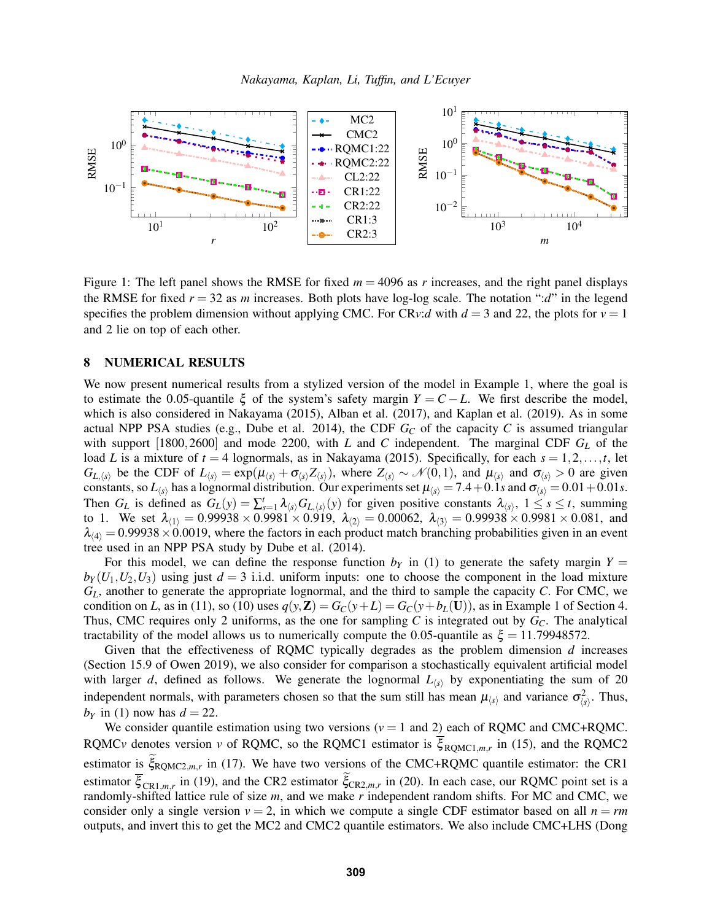Figure 1: The left panel shows the RMSE for fixed $m = 4096$ as $r$ increases, and the right panel displays the RMSE for fixed $r = 32$ as $m$ increases. Both plots have log-log scale. The notation ":$d$" in the legend specifies the problem dimension without applying CMC. For CR$v$:$d$ with $d = 3$ and 22, the plots for $v = 1$ and 2 lie on top of each other.

## 8 NUMERICAL RESULTS

We now present numerical results from a stylized version of the model in Example 1, where the goal is to estimate the 0.05-quantile $\xi$ of the system's safety margin $Y = C - L$. We first describe the model, which is also considered in Nakayama (2015), Alban et al. (2017), and Kaplan et al. (2019). As in some actual NPP PSA studies (e.g., Dube et al. 2014), the CDF $G_C$ of the capacity $C$ is assumed triangular with support $[1800, 2600]$ and mode 2200, with $L$ and $C$ independent. The marginal CDF $G_L$ of the load $L$ is a mixture of $t = 4$ lognormals, as in Nakayama (2015). Specifically, for each $s = 1, 2, \ldots, t$, let $G_{L,\langle s \rangle}$ be the CDF of $L_{\langle s \rangle} = \exp(\mu_{\langle s \rangle} + \sigma_{\langle s \rangle} Z_{\langle s \rangle})$, where $Z_{\langle s \rangle} \sim \mathcal{N}(0,1)$, and $\mu_{\langle s \rangle}$ and $\sigma_{\langle s \rangle} > 0$ are given constants, so $L_{\langle s \rangle}$ has a lognormal distribution. Our experiments set $\mu_{\langle s \rangle} = 7.4 + 0.1s$ and $\sigma_{\langle s \rangle} = 0.01 + 0.01s$. Then $G_L$ is defined as $G_L(y) = \sum_{s=1}^{t} \lambda_{\langle s \rangle} G_{L,\langle s \rangle}(y)$ for given positive constants $\lambda_{\langle s \rangle}$, $1 \le s \le t$, summing to 1. We set $\lambda_{\langle 1 \rangle} = 0.99938 \times 0.9981 \times 0.919$, $\lambda_{\langle 2 \rangle} = 0.00062$, $\lambda_{\langle 3 \rangle} = 0.99938 \times 0.9981 \times 0.081$, and $\lambda_{\langle 4 \rangle} = 0.99938 \times 0.0019$, where the factors in each product match branching probabilities given in an event tree used in an NPP PSA study by Dube et al. (2014).

For this model, we can define the response function $b_Y$ in (1) to generate the safety margin $Y = b_Y(U_1, U_2, U_3)$ using just $d = 3$ i.i.d. uniform inputs: one to choose the component in the load mixture $G_L$, another to generate the appropriate lognormal, and the third to sample the capacity $C$. For CMC, we condition on $L$, as in (11), so (10) uses $q(y, \mathbf{Z}) = G_C(y + L) = G_C(y + b_L(\mathbf{U}))$, as in Example 1 of Section 4. Thus, CMC requires only 2 uniforms, as the one for sampling $C$ is integrated out by $G_C$. The analytical tractability of the model allows us to numerically compute the 0.05-quantile as $\xi = 11.79948572$.

Given that the effectiveness of RQMC typically degrades as the problem dimension $d$ increases (Section 15.9 of Owen 2019), we also consider for comparison a stochastically equivalent artificial model with larger $d$, defined as follows. We generate the lognormal $L_{\langle s \rangle}$ by exponentiating the sum of 20 independent normals, with parameters chosen so that the sum still has mean $\mu_{\langle s \rangle}$ and variance $\sigma^2_{\langle s \rangle}$. Thus, $b_Y$ in (1) now has $d = 22$.

We consider quantile estimation using two versions ($v = 1$ and 2) each of RQMC and CMC+RQMC. RQMC$v$ denotes version $v$ of RQMC, so the RQMC1 estimator is $\overline{\xi}_{\text{RQMC1},m,r}$ in (15), and the RQMC2 estimator is $\widetilde{\xi}_{\text{RQMC2},m,r}$ in (17). We have two versions of the CMC+RQMC quantile estimator: the CR1 estimator $\overline{\xi}_{\text{CR1},m,r}$ in (19), and the CR2 estimator $\widetilde{\xi}_{\text{CR2},m,r}$ in (20). In each case, our RQMC point set is a randomly-shifted lattice rule of size $m$, and we make $r$ independent random shifts. For MC and CMC, we consider only a single version $v = 2$, in which we compute a single CDF estimator based on all $n = rm$ outputs, and invert this to get the MC2 and CMC2 quantile estimators. We also include CMC+LHS (Dong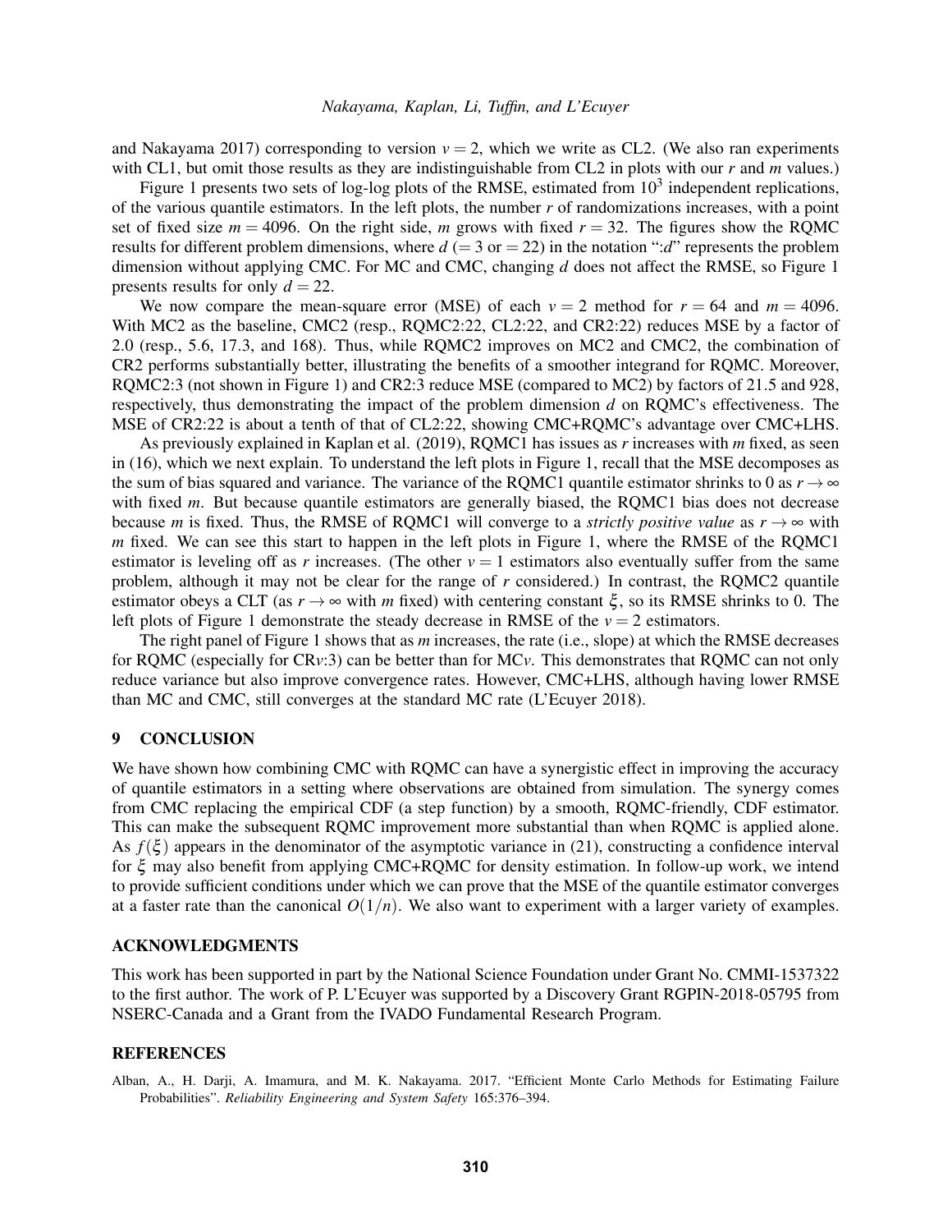and Nakayama 2017) corresponding to version $v = 2$, which we write as CL2. (We also ran experiments with CL1, but omit those results as they are indistinguishable from CL2 in plots with our $r$ and $m$ values.)

Figure 1 presents two sets of log-log plots of the RMSE, estimated from $10^3$ independent replications, of the various quantile estimators. In the left plots, the number $r$ of randomizations increases, with a point set of fixed size $m = 4096$. On the right side, $m$ grows with fixed $r = 32$. The figures show the RQMC results for different problem dimensions, where $d$ ($= 3$ or $= 22$) in the notation ":$d$" represents the problem dimension without applying CMC. For MC and CMC, changing $d$ does not affect the RMSE, so Figure 1 presents results for only $d = 22$.

We now compare the mean-square error (MSE) of each $v = 2$ method for $r = 64$ and $m = 4096$. With MC2 as the baseline, CMC2 (resp., RQMC2:22, CL2:22, and CR2:22) reduces MSE by a factor of 2.0 (resp., 5.6, 17.3, and 168). Thus, while RQMC2 improves on MC2 and CMC2, the combination of CR2 performs substantially better, illustrating the benefits of a smoother integrand for RQMC. Moreover, RQMC2:3 (not shown in Figure 1) and CR2:3 reduce MSE (compared to MC2) by factors of 21.5 and 928, respectively, thus demonstrating the impact of the problem dimension $d$ on RQMC's effectiveness. The MSE of CR2:22 is about a tenth of that of CL2:22, showing CMC+RQMC's advantage over CMC+LHS.

As previously explained in Kaplan et al. (2019), RQMC1 has issues as $r$ increases with $m$ fixed, as seen in (16), which we next explain. To understand the left plots in Figure 1, recall that the MSE decomposes as the sum of bias squared and variance. The variance of the RQMC1 quantile estimator shrinks to 0 as $r \to \infty$ with fixed $m$. But because quantile estimators are generally biased, the RQMC1 bias does not decrease because $m$ is fixed. Thus, the RMSE of RQMC1 will converge to a *strictly positive value* as $r \to \infty$ with $m$ fixed. We can see this start to happen in the left plots in Figure 1, where the RMSE of the RQMC1 estimator is leveling off as $r$ increases. (The other $v = 1$ estimators also eventually suffer from the same problem, although it may not be clear for the range of $r$ considered.) In contrast, the RQMC2 quantile estimator obeys a CLT (as $r \to \infty$ with $m$ fixed) with centering constant $\xi$, so its RMSE shrinks to 0. The left plots of Figure 1 demonstrate the steady decrease in RMSE of the $v = 2$ estimators.

The right panel of Figure 1 shows that as $m$ increases, the rate (i.e., slope) at which the RMSE decreases for RQMC (especially for CR$v$:3) can be better than for MC$v$. This demonstrates that RQMC can not only reduce variance but also improve convergence rates. However, CMC+LHS, although having lower RMSE than MC and CMC, still converges at the standard MC rate (L'Ecuyer 2018).

## 9 CONCLUSION

We have shown how combining CMC with RQMC can have a synergistic effect in improving the accuracy of quantile estimators in a setting where observations are obtained from simulation. The synergy comes from CMC replacing the empirical CDF (a step function) by a smooth, RQMC-friendly, CDF estimator. This can make the subsequent RQMC improvement more substantial than when RQMC is applied alone. As $f(\xi)$ appears in the denominator of the asymptotic variance in (21), constructing a confidence interval for $\xi$ may also benefit from applying CMC+RQMC for density estimation. In follow-up work, we intend to provide sufficient conditions under which we can prove that the MSE of the quantile estimator converges at a faster rate than the canonical $O(1/n)$. We also want to experiment with a larger variety of examples.

## ACKNOWLEDGMENTS

This work has been supported in part by the National Science Foundation under Grant No. CMMI-1537322 to the first author. The work of P. L'Ecuyer was supported by a Discovery Grant RGPIN-2018-05795 from NSERC-Canada and a Grant from the IVADO Fundamental Research Program.

## REFERENCES

Alban, A., H. Darji, A. Imamura, and M. K. Nakayama. 2017. "Efficient Monte Carlo Methods for Estimating Failure Probabilities". *Reliability Engineering and System Safety* 165:376–394.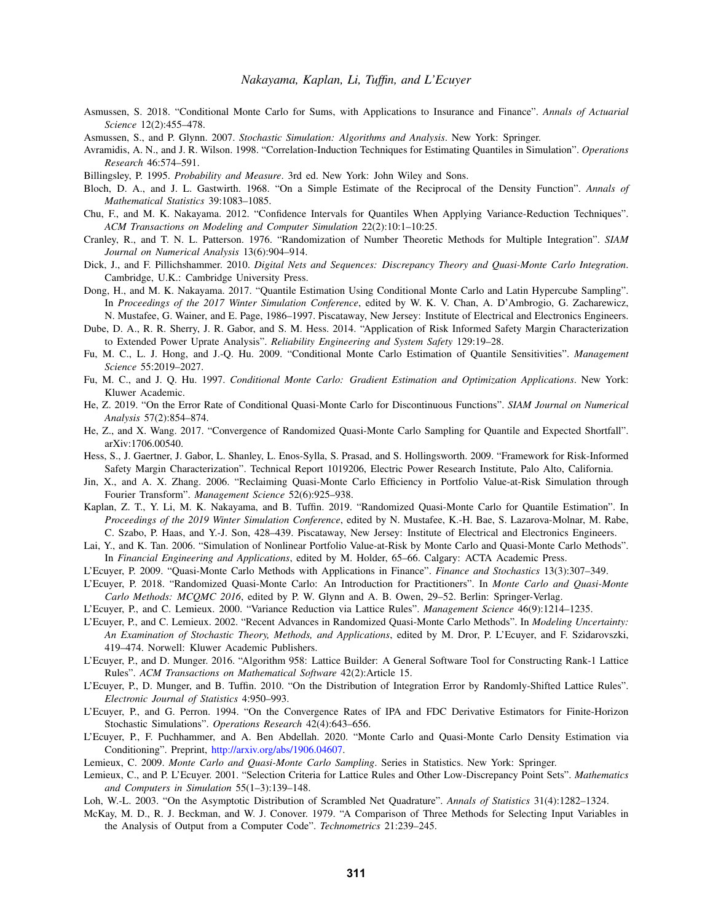Asmussen, S. 2018. "Conditional Monte Carlo for Sums, with Applications to Insurance and Finance". *Annals of Actuarial Science* 12(2):455–478.

Asmussen, S., and P. Glynn. 2007. *Stochastic Simulation: Algorithms and Analysis*. New York: Springer.

Avramidis, A. N., and J. R. Wilson. 1998. "Correlation-Induction Techniques for Estimating Quantiles in Simulation". *Operations Research* 46:574–591.

Billingsley, P. 1995. *Probability and Measure*. 3rd ed. New York: John Wiley and Sons.

Bloch, D. A., and J. L. Gastwirth. 1968. "On a Simple Estimate of the Reciprocal of the Density Function". *Annals of Mathematical Statistics* 39:1083–1085.

Chu, F., and M. K. Nakayama. 2012. "Confidence Intervals for Quantiles When Applying Variance-Reduction Techniques". *ACM Transactions on Modeling and Computer Simulation* 22(2):10:1–10:25.

Cranley, R., and T. N. L. Patterson. 1976. "Randomization of Number Theoretic Methods for Multiple Integration". *SIAM Journal on Numerical Analysis* 13(6):904–914.

Dick, J., and F. Pillichshammer. 2010. *Digital Nets and Sequences: Discrepancy Theory and Quasi-Monte Carlo Integration*. Cambridge, U.K.: Cambridge University Press.

Dong, H., and M. K. Nakayama. 2017. "Quantile Estimation Using Conditional Monte Carlo and Latin Hypercube Sampling". In *Proceedings of the 2017 Winter Simulation Conference*, edited by W. K. V. Chan, A. D'Ambrogio, G. Zacharewicz, N. Mustafee, G. Wainer, and E. Page, 1986–1997. Piscataway, New Jersey: Institute of Electrical and Electronics Engineers.

Dube, D. A., R. R. Sherry, J. R. Gabor, and S. M. Hess. 2014. "Application of Risk Informed Safety Margin Characterization to Extended Power Uprate Analysis". *Reliability Engineering and System Safety* 129:19–28.

Fu, M. C., L. J. Hong, and J.-Q. Hu. 2009. "Conditional Monte Carlo Estimation of Quantile Sensitivities". *Management Science* 55:2019–2027.

Fu, M. C., and J. Q. Hu. 1997. *Conditional Monte Carlo: Gradient Estimation and Optimization Applications*. New York: Kluwer Academic.

He, Z. 2019. "On the Error Rate of Conditional Quasi-Monte Carlo for Discontinuous Functions". *SIAM Journal on Numerical Analysis* 57(2):854–874.

He, Z., and X. Wang. 2017. "Convergence of Randomized Quasi-Monte Carlo Sampling for Quantile and Expected Shortfall". arXiv:1706.00540.

Hess, S., J. Gaertner, J. Gabor, L. Shanley, L. Enos-Sylla, S. Prasad, and S. Hollingsworth. 2009. "Framework for Risk-Informed Safety Margin Characterization". Technical Report 1019206, Electric Power Research Institute, Palo Alto, California.

Jin, X., and A. X. Zhang. 2006. "Reclaiming Quasi-Monte Carlo Efficiency in Portfolio Value-at-Risk Simulation through Fourier Transform". *Management Science* 52(6):925–938.

Kaplan, Z. T., Y. Li, M. K. Nakayama, and B. Tuffin. 2019. "Randomized Quasi-Monte Carlo for Quantile Estimation". In *Proceedings of the 2019 Winter Simulation Conference*, edited by N. Mustafee, K.-H. Bae, S. Lazarova-Molnar, M. Rabe, C. Szabo, P. Haas, and Y.-J. Son, 428–439. Piscataway, New Jersey: Institute of Electrical and Electronics Engineers.

Lai, Y., and K. Tan. 2006. "Simulation of Nonlinear Portfolio Value-at-Risk by Monte Carlo and Quasi-Monte Carlo Methods". In *Financial Engineering and Applications*, edited by M. Holder, 65–66. Calgary: ACTA Academic Press.

L'Ecuyer, P. 2009. "Quasi-Monte Carlo Methods with Applications in Finance". *Finance and Stochastics* 13(3):307–349.

L'Ecuyer, P. 2018. "Randomized Quasi-Monte Carlo: An Introduction for Practitioners". In *Monte Carlo and Quasi-Monte Carlo Methods: MCQMC 2016*, edited by P. W. Glynn and A. B. Owen, 29–52. Berlin: Springer-Verlag.

L'Ecuyer, P., and C. Lemieux. 2000. "Variance Reduction via Lattice Rules". *Management Science* 46(9):1214–1235.

L'Ecuyer, P., and C. Lemieux. 2002. "Recent Advances in Randomized Quasi-Monte Carlo Methods". In *Modeling Uncertainty: An Examination of Stochastic Theory, Methods, and Applications*, edited by M. Dror, P. L'Ecuyer, and F. Szidarovszki, 419–474. Norwell: Kluwer Academic Publishers.

L'Ecuyer, P., and D. Munger. 2016. "Algorithm 958: Lattice Builder: A General Software Tool for Constructing Rank-1 Lattice Rules". *ACM Transactions on Mathematical Software* 42(2):Article 15.

L'Ecuyer, P., D. Munger, and B. Tuffin. 2010. "On the Distribution of Integration Error by Randomly-Shifted Lattice Rules". *Electronic Journal of Statistics* 4:950–993.

L'Ecuyer, P., and G. Perron. 1994. "On the Convergence Rates of IPA and FDC Derivative Estimators for Finite-Horizon Stochastic Simulations". *Operations Research* 42(4):643–656.

L'Ecuyer, P., F. Puchhammer, and A. Ben Abdellah. 2020. "Monte Carlo and Quasi-Monte Carlo Density Estimation via Conditioning". Preprint, http://arxiv.org/abs/1906.04607.

Lemieux, C. 2009. *Monte Carlo and Quasi-Monte Carlo Sampling*. Series in Statistics. New York: Springer.

Lemieux, C., and P. L'Ecuyer. 2001. "Selection Criteria for Lattice Rules and Other Low-Discrepancy Point Sets". *Mathematics and Computers in Simulation* 55(1–3):139–148.

Loh, W.-L. 2003. "On the Asymptotic Distribution of Scrambled Net Quadrature". *Annals of Statistics* 31(4):1282–1324.

McKay, M. D., R. J. Beckman, and W. J. Conover. 1979. "A Comparison of Three Methods for Selecting Input Variables in the Analysis of Output from a Computer Code". *Technometrics* 21:239–245.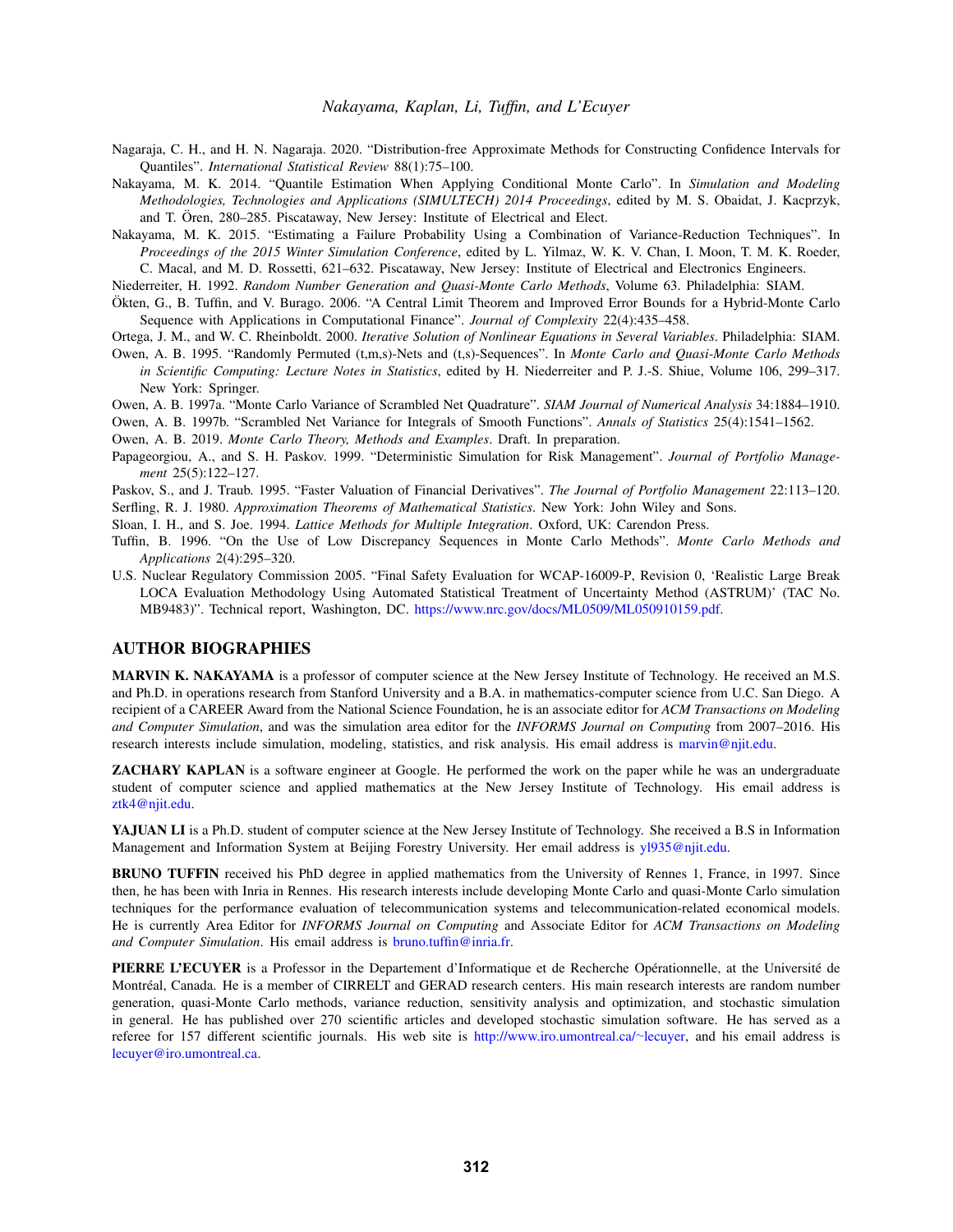Nagaraja, C. H., and H. N. Nagaraja. 2020. "Distribution-free Approximate Methods for Constructing Confidence Intervals for Quantiles". *International Statistical Review* 88(1):75–100.

Nakayama, M. K. 2014. "Quantile Estimation When Applying Conditional Monte Carlo". In *Simulation and Modeling Methodologies, Technologies and Applications (SIMULTECH) 2014 Proceedings*, edited by M. S. Obaidat, J. Kacprzyk, and T. Ören, 280–285. Piscataway, New Jersey: Institute of Electrical and Elect.

Nakayama, M. K. 2015. "Estimating a Failure Probability Using a Combination of Variance-Reduction Techniques". In *Proceedings of the 2015 Winter Simulation Conference*, edited by L. Yilmaz, W. K. V. Chan, I. Moon, T. M. K. Roeder, C. Macal, and M. D. Rossetti, 621–632. Piscataway, New Jersey: Institute of Electrical and Electronics Engineers.

Niederreiter, H. 1992. *Random Number Generation and Quasi-Monte Carlo Methods*, Volume 63. Philadelphia: SIAM.

Ökten, G., B. Tuffin, and V. Burago. 2006. "A Central Limit Theorem and Improved Error Bounds for a Hybrid-Monte Carlo Sequence with Applications in Computational Finance". *Journal of Complexity* 22(4):435–458.

Ortega, J. M., and W. C. Rheinboldt. 2000. *Iterative Solution of Nonlinear Equations in Several Variables*. Philadelphia: SIAM.

Owen, A. B. 1995. "Randomly Permuted (t,m,s)-Nets and (t,s)-Sequences". In *Monte Carlo and Quasi-Monte Carlo Methods in Scientific Computing: Lecture Notes in Statistics*, edited by H. Niederreiter and P. J.-S. Shiue, Volume 106, 299–317. New York: Springer.

Owen, A. B. 1997a. "Monte Carlo Variance of Scrambled Net Quadrature". *SIAM Journal of Numerical Analysis* 34:1884–1910.

Owen, A. B. 1997b. "Scrambled Net Variance for Integrals of Smooth Functions". *Annals of Statistics* 25(4):1541–1562.

Owen, A. B. 2019. *Monte Carlo Theory, Methods and Examples*. Draft. In preparation.

Papageorgiou, A., and S. H. Paskov. 1999. "Deterministic Simulation for Risk Management". *Journal of Portfolio Management* 25(5):122–127.

Paskov, S., and J. Traub. 1995. "Faster Valuation of Financial Derivatives". *The Journal of Portfolio Management* 22:113–120.

Serfling, R. J. 1980. *Approximation Theorems of Mathematical Statistics*. New York: John Wiley and Sons.

Sloan, I. H., and S. Joe. 1994. *Lattice Methods for Multiple Integration*. Oxford, UK: Carendon Press.

Tuffin, B. 1996. "On the Use of Low Discrepancy Sequences in Monte Carlo Methods". *Monte Carlo Methods and Applications* 2(4):295–320.

U.S. Nuclear Regulatory Commission 2005. "Final Safety Evaluation for WCAP-16009-P, Revision 0, 'Realistic Large Break LOCA Evaluation Methodology Using Automated Statistical Treatment of Uncertainty Method (ASTRUM)' (TAC No. MB9483)". Technical report, Washington, DC. https://www.nrc.gov/docs/ML0509/ML050910159.pdf.

## AUTHOR BIOGRAPHIES

**MARVIN K. NAKAYAMA** is a professor of computer science at the New Jersey Institute of Technology. He received an M.S. and Ph.D. in operations research from Stanford University and a B.A. in mathematics-computer science from U.C. San Diego. A recipient of a CAREER Award from the National Science Foundation, he is an associate editor for *ACM Transactions on Modeling and Computer Simulation*, and was the simulation area editor for the *INFORMS Journal on Computing* from 2007–2016. His research interests include simulation, modeling, statistics, and risk analysis. His email address is marvin@njit.edu.

**ZACHARY KAPLAN** is a software engineer at Google. He performed the work on the paper while he was an undergraduate student of computer science and applied mathematics at the New Jersey Institute of Technology. His email address is ztk4@njit.edu.

**YAJUAN LI** is a Ph.D. student of computer science at the New Jersey Institute of Technology. She received a B.S in Information Management and Information System at Beijing Forestry University. Her email address is yl935@njit.edu.

**BRUNO TUFFIN** received his PhD degree in applied mathematics from the University of Rennes 1, France, in 1997. Since then, he has been with Inria in Rennes. His research interests include developing Monte Carlo and quasi-Monte Carlo simulation techniques for the performance evaluation of telecommunication systems and telecommunication-related economical models. He is currently Area Editor for *INFORMS Journal on Computing* and Associate Editor for *ACM Transactions on Modeling and Computer Simulation*. His email address is bruno.tuffin@inria.fr.

**PIERRE L'ECUYER** is a Professor in the Departement d'Informatique et de Recherche Opérationnelle, at the Université de Montréal, Canada. He is a member of CIRRELT and GERAD research centers. His main research interests are random number generation, quasi-Monte Carlo methods, variance reduction, sensitivity analysis and optimization, and stochastic simulation in general. He has published over 270 scientific articles and developed stochastic simulation software. He has served as a referee for 157 different scientific journals. His web site is http://www.iro.umontreal.ca/~lecuyer, and his email address is lecuyer@iro.umontreal.ca.